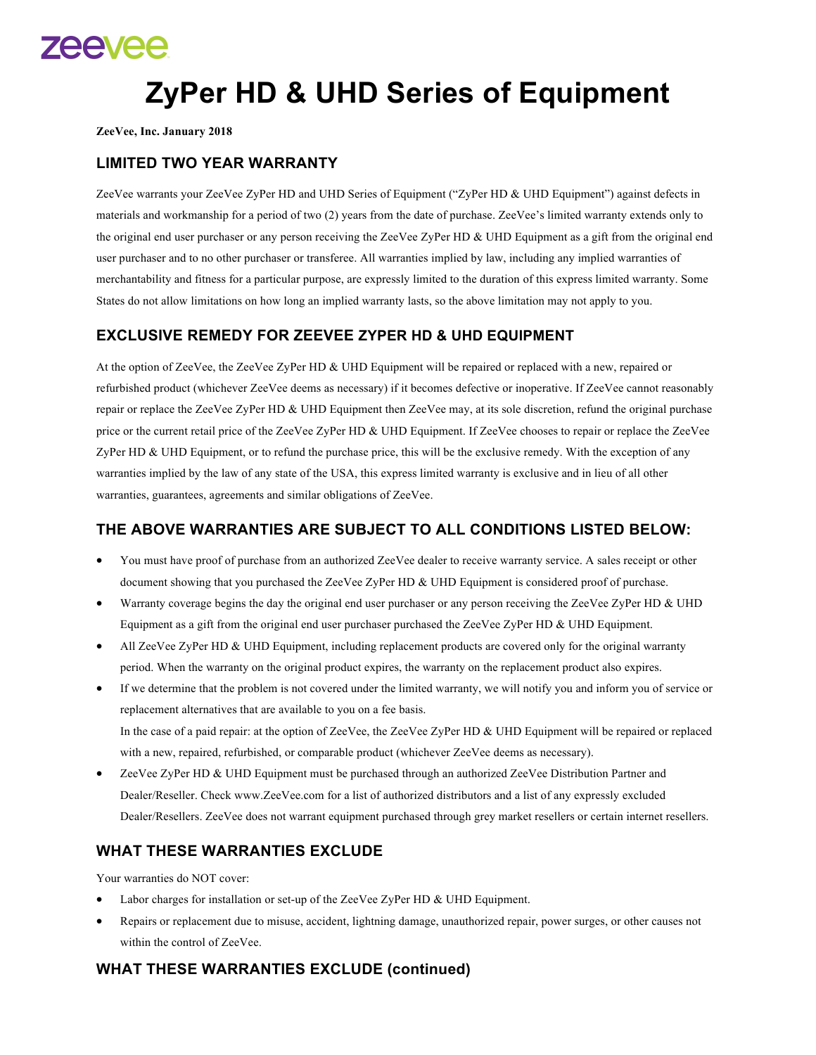zeevee

# ZyPer HD & UHD Series of Equipment

**ZeeVee, Inc. January 2018**

## LIMITED TWO YEAR WARRANTY

ZeeVee warrants your ZeeVee ZyPer HD and UHD Series of Equipment ("ZyPer HD & UHD Equipment") against defects in materials and workmanship for a period of two (2) years from the date of purchase. ZeeVee's limited warranty extends only to the original end user purchaser or any person receiving the ZeeVee ZyPer HD & UHD Equipment as a gift from the original end user purchaser and to no other purchaser or transferee. All warranties implied by law, including any implied warranties of merchantability and fitness for a particular purpose, are expressly limited to the duration of this express limited warranty. Some States do not allow limitations on how long an implied warranty lasts, so the above limitation may not apply to you.

## EXCLUSIVE REMEDY FOR ZEEVEE ZYPER HD & UHD EQUIPMENT

At the option of ZeeVee, the ZeeVee ZyPer HD & UHD Equipment will be repaired or replaced with a new, repaired or refurbished product (whichever ZeeVee deems as necessary) if it becomes defective or inoperative. If ZeeVee cannot reasonably repair or replace the ZeeVee ZyPer HD & UHD Equipment then ZeeVee may, at its sole discretion, refund the original purchase price or the current retail price of the ZeeVee ZyPer HD & UHD Equipment. If ZeeVee chooses to repair or replace the ZeeVee ZyPer HD & UHD Equipment, or to refund the purchase price, this will be the exclusive remedy. With the exception of any warranties implied by the law of any state of the USA, this express limited warranty is exclusive and in lieu of all other warranties, guarantees, agreements and similar obligations of ZeeVee.

## THE ABOVE WARRANTIES ARE SUBJECT TO ALL CONDITIONS LISTED BELOW:

- You must have proof of purchase from an authorized ZeeVee dealer to receive warranty service. A sales receipt or other document showing that you purchased the ZeeVee ZyPer HD & UHD Equipment is considered proof of purchase.
- Warranty coverage begins the day the original end user purchaser or any person receiving the ZeeVee ZyPer HD & UHD Equipment as a gift from the original end user purchaser purchased the ZeeVee ZyPer HD & UHD Equipment.
- All ZeeVee ZyPer HD & UHD Equipment, including replacement products are covered only for the original warranty period. When the warranty on the original product expires, the warranty on the replacement product also expires.
- If we determine that the problem is not covered under the limited warranty, we will notify you and inform you of service or replacement alternatives that are available to you on a fee basis.
  In the case of a paid repair: at the option of ZeeVee, the ZeeVee ZyPer HD & UHD Equipment will be repaired or replaced with a new, repaired, refurbished, or comparable product (whichever ZeeVee deems as necessary).
- ZeeVee ZyPer HD & UHD Equipment must be purchased through an authorized ZeeVee Distribution Partner and Dealer/Reseller. Check www.ZeeVee.com for a list of authorized distributors and a list of any expressly excluded Dealer/Resellers. ZeeVee does not warrant equipment purchased through grey market resellers or certain internet resellers.

## WHAT THESE WARRANTIES EXCLUDE

Your warranties do NOT cover:

- Labor charges for installation or set-up of the ZeeVee ZyPer HD & UHD Equipment.
- Repairs or replacement due to misuse, accident, lightning damage, unauthorized repair, power surges, or other causes not within the control of ZeeVee.

## WHAT THESE WARRANTIES EXCLUDE (continued)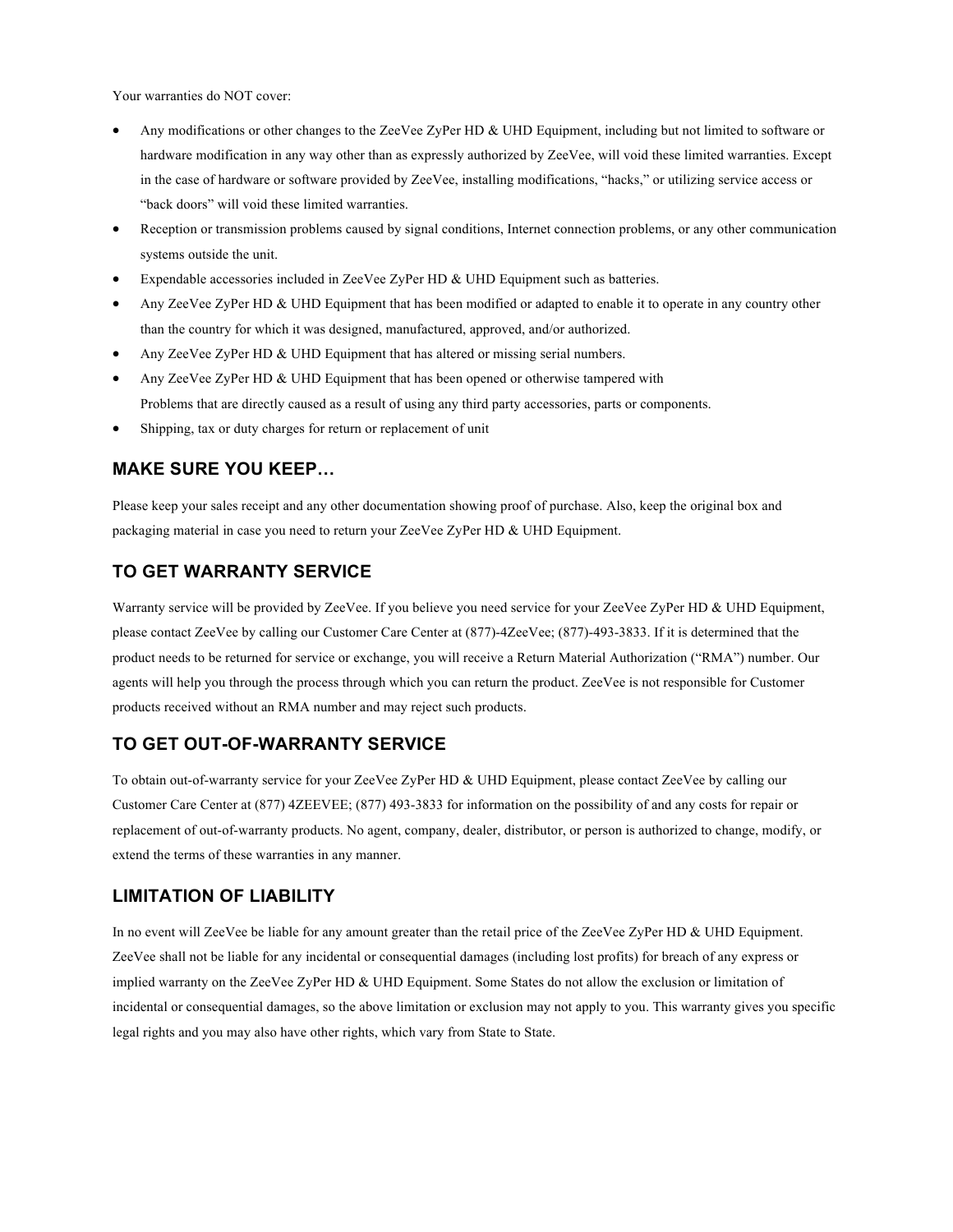Your warranties do NOT cover:

- Any modifications or other changes to the ZeeVee ZyPer HD & UHD Equipment, including but not limited to software or hardware modification in any way other than as expressly authorized by ZeeVee, will void these limited warranties. Except in the case of hardware or software provided by ZeeVee, installing modifications, "hacks," or utilizing service access or "back doors" will void these limited warranties.
- Reception or transmission problems caused by signal conditions, Internet connection problems, or any other communication systems outside the unit.
- Expendable accessories included in ZeeVee ZyPer HD & UHD Equipment such as batteries.
- Any ZeeVee ZyPer HD & UHD Equipment that has been modified or adapted to enable it to operate in any country other than the country for which it was designed, manufactured, approved, and/or authorized.
- Any ZeeVee ZyPer HD & UHD Equipment that has altered or missing serial numbers.
- Any ZeeVee ZyPer HD & UHD Equipment that has been opened or otherwise tampered with
  Problems that are directly caused as a result of using any third party accessories, parts or components.
- Shipping, tax or duty charges for return or replacement of unit

## MAKE SURE YOU KEEP…

Please keep your sales receipt and any other documentation showing proof of purchase. Also, keep the original box and packaging material in case you need to return your ZeeVee ZyPer HD & UHD Equipment.

## TO GET WARRANTY SERVICE

Warranty service will be provided by ZeeVee. If you believe you need service for your ZeeVee ZyPer HD & UHD Equipment, please contact ZeeVee by calling our Customer Care Center at (877)-4ZeeVee; (877)-493-3833. If it is determined that the product needs to be returned for service or exchange, you will receive a Return Material Authorization ("RMA") number. Our agents will help you through the process through which you can return the product. ZeeVee is not responsible for Customer products received without an RMA number and may reject such products.

## TO GET OUT-OF-WARRANTY SERVICE

To obtain out-of-warranty service for your ZeeVee ZyPer HD & UHD Equipment, please contact ZeeVee by calling our Customer Care Center at (877) 4ZEEVEE; (877) 493-3833 for information on the possibility of and any costs for repair or replacement of out-of-warranty products. No agent, company, dealer, distributor, or person is authorized to change, modify, or extend the terms of these warranties in any manner.

## LIMITATION OF LIABILITY

In no event will ZeeVee be liable for any amount greater than the retail price of the ZeeVee ZyPer HD & UHD Equipment. ZeeVee shall not be liable for any incidental or consequential damages (including lost profits) for breach of any express or implied warranty on the ZeeVee ZyPer HD & UHD Equipment. Some States do not allow the exclusion or limitation of incidental or consequential damages, so the above limitation or exclusion may not apply to you. This warranty gives you specific legal rights and you may also have other rights, which vary from State to State.